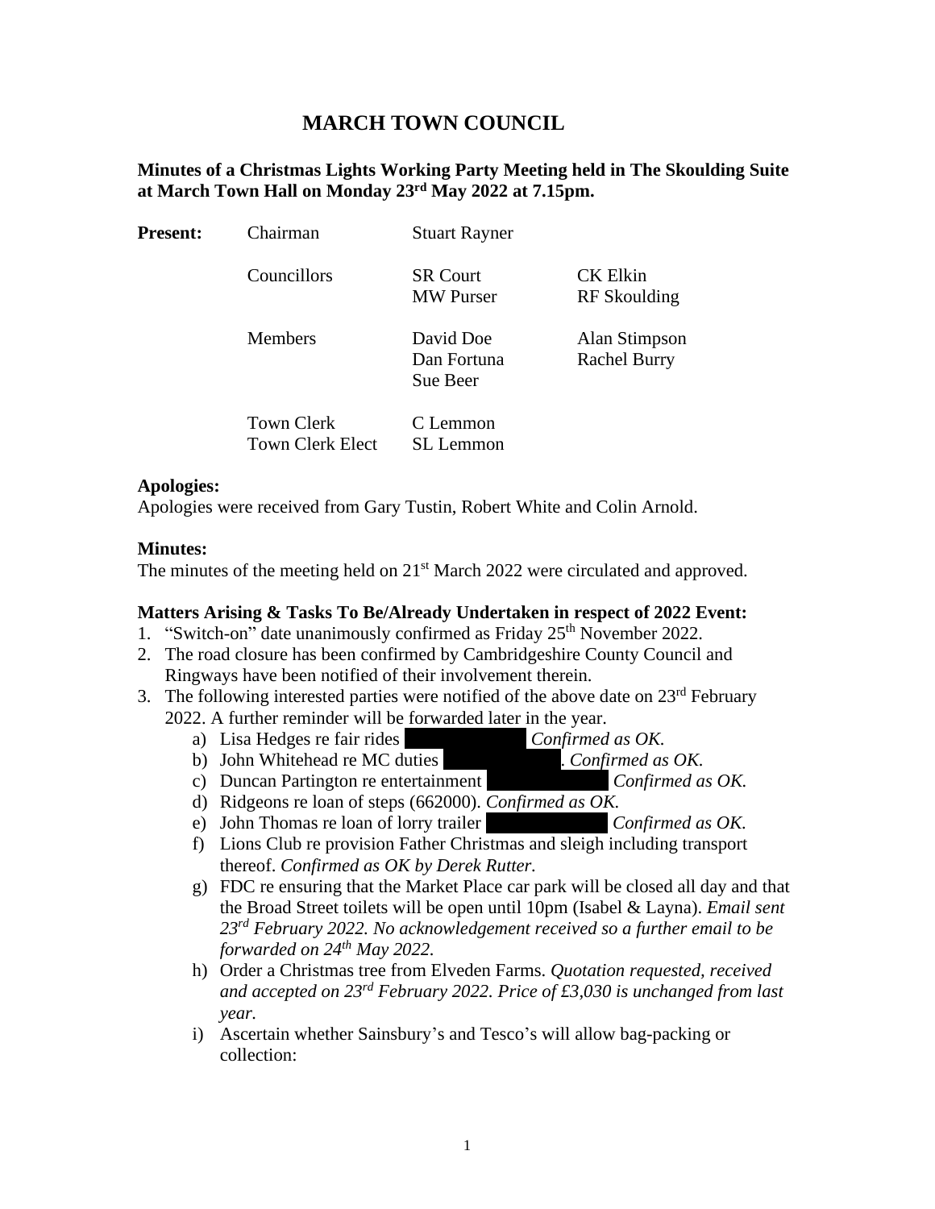# MARCH TOWN COUNCIL

**Minutes of a Christmas Lights Working Party Meeting held in The Skoulding Suite at March Town Hall on Monday 23rd May 2022 at 7.15pm.**

| | | | |
|---|---|---|---|
| **Present:** | Chairman | Stuart Rayner | |
| | Councillors | SR Court<br>MW Purser | CK Elkin<br>RF Skoulding |
| | Members | David Doe<br>Dan Fortuna<br>Sue Beer | Alan Stimpson<br>Rachel Burry |
| | Town Clerk<br>Town Clerk Elect | C Lemmon<br>SL Lemmon | |

**Apologies:**
Apologies were received from Gary Tustin, Robert White and Colin Arnold.

**Minutes:**
The minutes of the meeting held on 21st March 2022 were circulated and approved.

**Matters Arising & Tasks To Be/Already Undertaken in respect of 2022 Event:**

1. "Switch-on" date unanimously confirmed as Friday 25th November 2022.
2. The road closure has been confirmed by Cambridgeshire County Council and Ringways have been notified of their involvement therein.
3. The following interested parties were notified of the above date on 23rd February 2022. A further reminder will be forwarded later in the year.
   a) Lisa Hedges re fair rides ██████ *Confirmed as OK.*
   b) John Whitehead re MC duties ██████. *Confirmed as OK.*
   c) Duncan Partington re entertainment ██████ *Confirmed as OK.*
   d) Ridgeons re loan of steps (662000). *Confirmed as OK.*
   e) John Thomas re loan of lorry trailer ██████ *Confirmed as OK.*
   f) Lions Club re provision Father Christmas and sleigh including transport thereof. *Confirmed as OK by Derek Rutter.*
   g) FDC re ensuring that the Market Place car park will be closed all day and that the Broad Street toilets will be open until 10pm (Isabel & Layna). *Email sent 23rd February 2022. No acknowledgement received so a further email to be forwarded on 24th May 2022.*
   h) Order a Christmas tree from Elveden Farms. *Quotation requested, received and accepted on 23rd February 2022. Price of £3,030 is unchanged from last year.*
   i) Ascertain whether Sainsbury's and Tesco's will allow bag-packing or collection: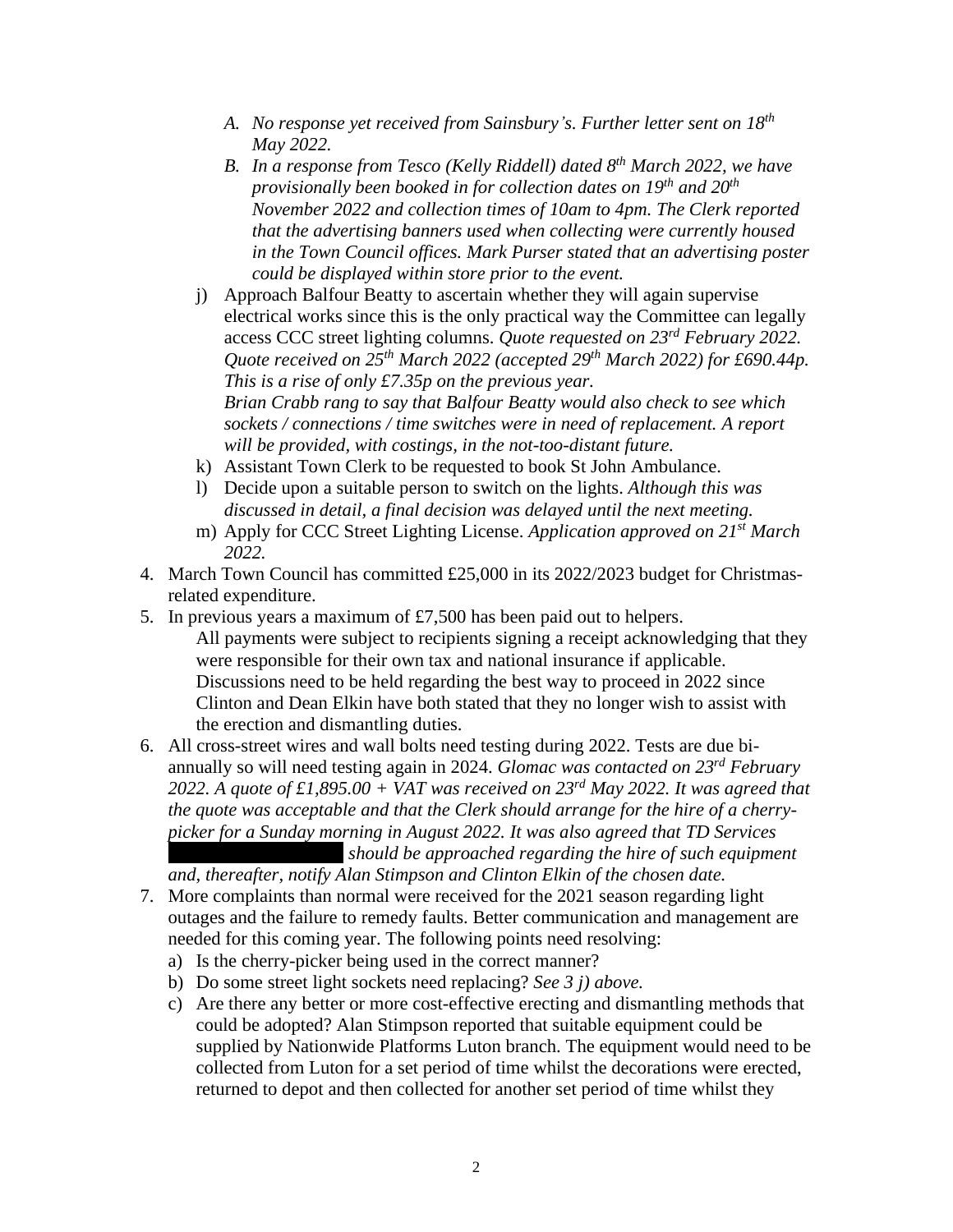- A. *No response yet received from Sainsbury's. Further letter sent on 18th May 2022.*
  - B. *In a response from Tesco (Kelly Riddell) dated 8th March 2022, we have provisionally been booked in for collection dates on 19th and 20th November 2022 and collection times of 10am to 4pm. The Clerk reported that the advertising banners used when collecting were currently housed in the Town Council offices. Mark Purser stated that an advertising poster could be displayed within store prior to the event.*

  j) Approach Balfour Beatty to ascertain whether they will again supervise electrical works since this is the only practical way the Committee can legally access CCC street lighting columns. *Quote requested on 23rd February 2022. Quote received on 25th March 2022 (accepted 29th March 2022) for £690.44p. This is a rise of only £7.35p on the previous year.*
  *Brian Crabb rang to say that Balfour Beatty would also check to see which sockets / connections / time switches were in need of replacement. A report will be provided, with costings, in the not-too-distant future.*

  k) Assistant Town Clerk to be requested to book St John Ambulance.

  l) Decide upon a suitable person to switch on the lights. *Although this was discussed in detail, a final decision was delayed until the next meeting.*

  m) Apply for CCC Street Lighting License. *Application approved on 21st March 2022.*

4. March Town Council has committed £25,000 in its 2022/2023 budget for Christmas-related expenditure.

5. In previous years a maximum of £7,500 has been paid out to helpers.
   All payments were subject to recipients signing a receipt acknowledging that they were responsible for their own tax and national insurance if applicable.
   Discussions need to be held regarding the best way to proceed in 2022 since Clinton and Dean Elkin have both stated that they no longer wish to assist with the erection and dismantling duties.

6. All cross-street wires and wall bolts need testing during 2022. Tests are due bi-annually so will need testing again in 2024. *Glomac was contacted on 23rd February 2022. A quote of £1,895.00 + VAT was received on 23rd May 2022. It was agreed that the quote was acceptable and that the Clerk should arrange for the hire of a cherry-picker for a Sunday morning in August 2022. It was also agreed that TD Services* [REDACTED] *should be approached regarding the hire of such equipment and, thereafter, notify Alan Stimpson and Clinton Elkin of the chosen date.*

7. More complaints than normal were received for the 2021 season regarding light outages and the failure to remedy faults. Better communication and management are needed for this coming year. The following points need resolving:
   a) Is the cherry-picker being used in the correct manner?
   b) Do some street light sockets need replacing? *See 3 j) above.*
   c) Are there any better or more cost-effective erecting and dismantling methods that could be adopted? Alan Stimpson reported that suitable equipment could be supplied by Nationwide Platforms Luton branch. The equipment would need to be collected from Luton for a set period of time whilst the decorations were erected, returned to depot and then collected for another set period of time whilst they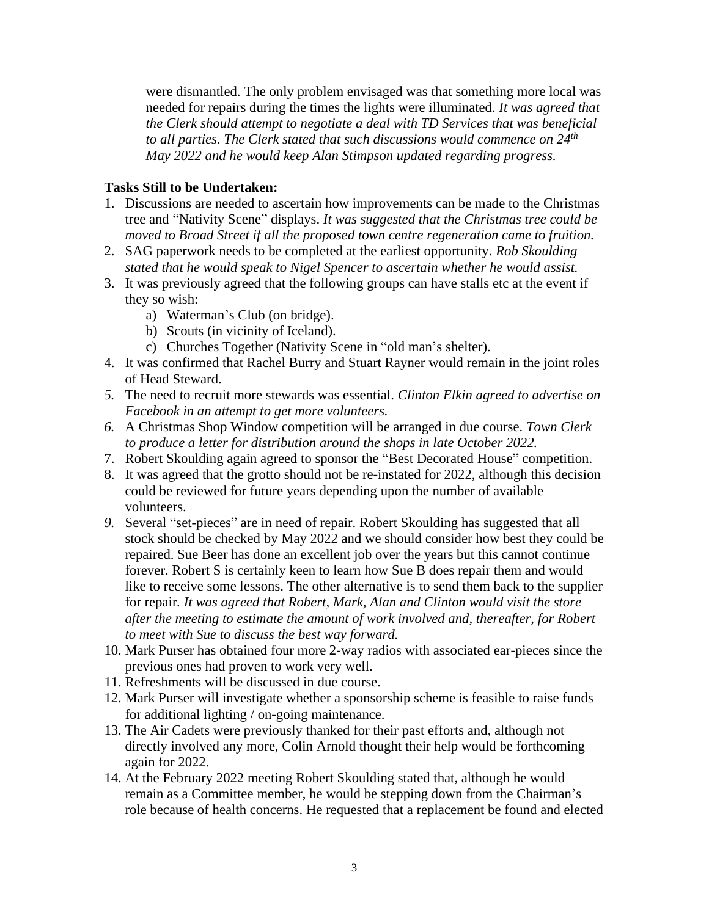were dismantled. The only problem envisaged was that something more local was needed for repairs during the times the lights were illuminated. *It was agreed that the Clerk should attempt to negotiate a deal with TD Services that was beneficial to all parties. The Clerk stated that such discussions would commence on 24th May 2022 and he would keep Alan Stimpson updated regarding progress.*

**Tasks Still to be Undertaken:**

1. Discussions are needed to ascertain how improvements can be made to the Christmas tree and "Nativity Scene" displays. *It was suggested that the Christmas tree could be moved to Broad Street if all the proposed town centre regeneration came to fruition.*
2. SAG paperwork needs to be completed at the earliest opportunity. *Rob Skoulding stated that he would speak to Nigel Spencer to ascertain whether he would assist.*
3. It was previously agreed that the following groups can have stalls etc at the event if they so wish:
   a) Waterman's Club (on bridge).
   b) Scouts (in vicinity of Iceland).
   c) Churches Together (Nativity Scene in "old man's shelter).
4. It was confirmed that Rachel Burry and Stuart Rayner would remain in the joint roles of Head Steward.
5. The need to recruit more stewards was essential. *Clinton Elkin agreed to advertise on Facebook in an attempt to get more volunteers.*
6. A Christmas Shop Window competition will be arranged in due course. *Town Clerk to produce a letter for distribution around the shops in late October 2022.*
7. Robert Skoulding again agreed to sponsor the "Best Decorated House" competition.
8. It was agreed that the grotto should not be re-instated for 2022, although this decision could be reviewed for future years depending upon the number of available volunteers.
9. Several "set-pieces" are in need of repair. Robert Skoulding has suggested that all stock should be checked by May 2022 and we should consider how best they could be repaired. Sue Beer has done an excellent job over the years but this cannot continue forever. Robert S is certainly keen to learn how Sue B does repair them and would like to receive some lessons. The other alternative is to send them back to the supplier for repair. *It was agreed that Robert, Mark, Alan and Clinton would visit the store after the meeting to estimate the amount of work involved and, thereafter, for Robert to meet with Sue to discuss the best way forward.*
10. Mark Purser has obtained four more 2-way radios with associated ear-pieces since the previous ones had proven to work very well.
11. Refreshments will be discussed in due course.
12. Mark Purser will investigate whether a sponsorship scheme is feasible to raise funds for additional lighting / on-going maintenance.
13. The Air Cadets were previously thanked for their past efforts and, although not directly involved any more, Colin Arnold thought their help would be forthcoming again for 2022.
14. At the February 2022 meeting Robert Skoulding stated that, although he would remain as a Committee member, he would be stepping down from the Chairman's role because of health concerns. He requested that a replacement be found and elected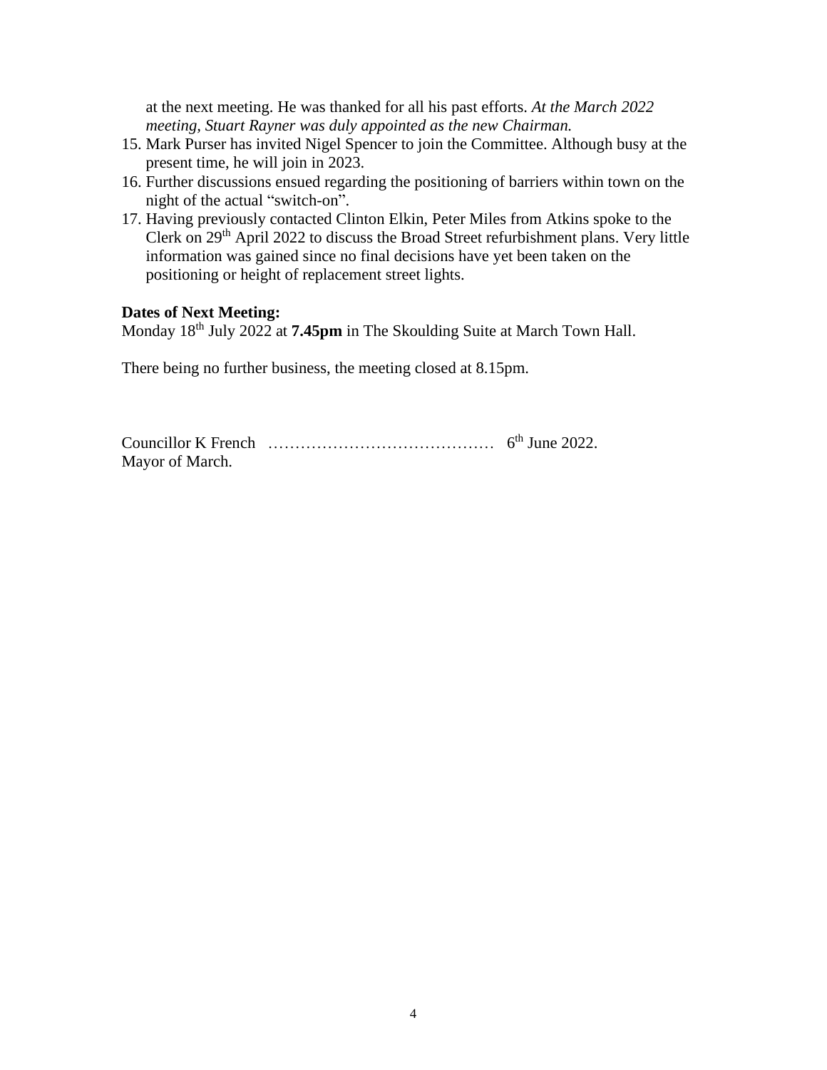at the next meeting. He was thanked for all his past efforts. *At the March 2022 meeting, Stuart Rayner was duly appointed as the new Chairman.*

15. Mark Purser has invited Nigel Spencer to join the Committee. Although busy at the present time, he will join in 2023.
16. Further discussions ensued regarding the positioning of barriers within town on the night of the actual "switch-on".
17. Having previously contacted Clinton Elkin, Peter Miles from Atkins spoke to the Clerk on 29th April 2022 to discuss the Broad Street refurbishment plans. Very little information was gained since no final decisions have yet been taken on the positioning or height of replacement street lights.

**Dates of Next Meeting:**
Monday 18th July 2022 at **7.45pm** in The Skoulding Suite at March Town Hall.

There being no further business, the meeting closed at 8.15pm.

Councillor K French …………………………………… 6th June 2022.
Mayor of March.